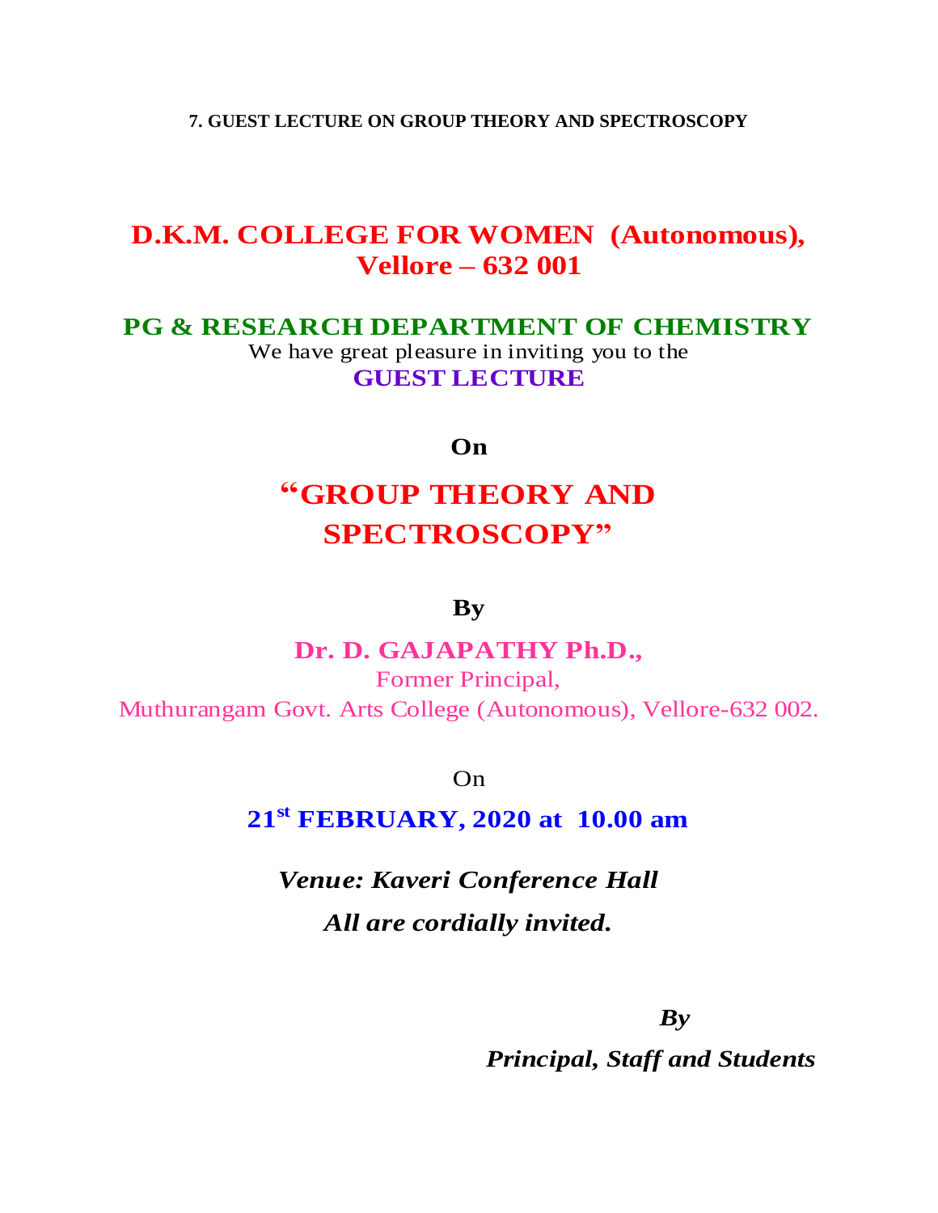**7. GUEST LECTURE ON GROUP THEORY AND SPECTROSCOPY**

# D.K.M. COLLEGE FOR WOMEN (Autonomous), Vellore – 632 001

## PG & RESEARCH DEPARTMENT OF CHEMISTRY

We have great pleasure in inviting you to the

**GUEST LECTURE**

**On**

# "GROUP THEORY AND SPECTROSCOPY"

**By**

**Dr. D. GAJAPATHY Ph.D.,**

Former Principal,

Muthurangam Govt. Arts College (Autonomous), Vellore-632 002.

On

**21st FEBRUARY, 2020 at 10.00 am**

***Venue: Kaveri Conference Hall***

***All are cordially invited.***

***By***

***Principal, Staff and Students***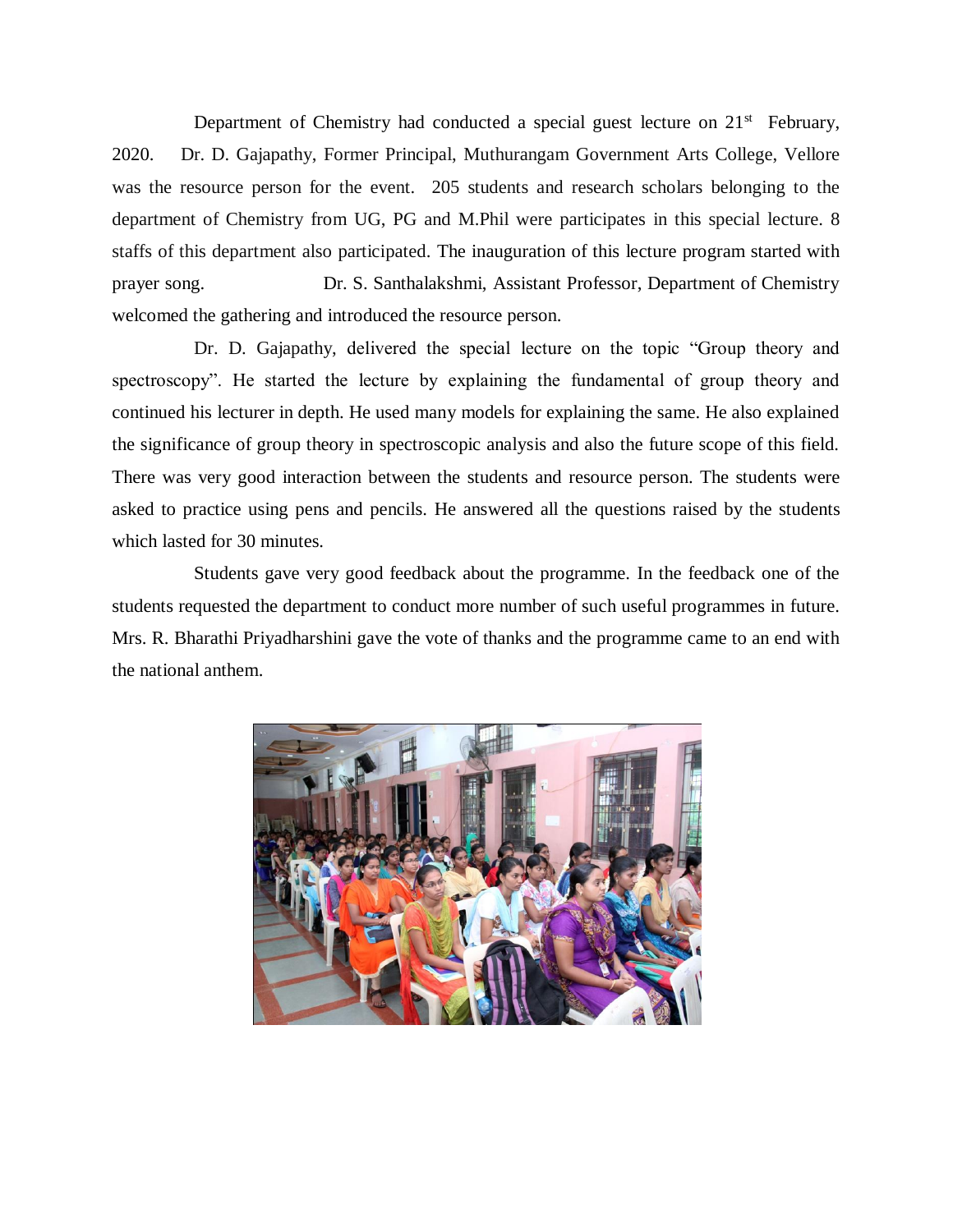Department of Chemistry had conducted a special guest lecture on 21st February, 2020. Dr. D. Gajapathy, Former Principal, Muthurangam Government Arts College, Vellore was the resource person for the event. 205 students and research scholars belonging to the department of Chemistry from UG, PG and M.Phil were participates in this special lecture. 8 staffs of this department also participated. The inauguration of this lecture program started with prayer song. Dr. S. Santhalakshmi, Assistant Professor, Department of Chemistry welcomed the gathering and introduced the resource person.

Dr. D. Gajapathy, delivered the special lecture on the topic "Group theory and spectroscopy". He started the lecture by explaining the fundamental of group theory and continued his lecturer in depth. He used many models for explaining the same. He also explained the significance of group theory in spectroscopic analysis and also the future scope of this field. There was very good interaction between the students and resource person. The students were asked to practice using pens and pencils. He answered all the questions raised by the students which lasted for 30 minutes.

Students gave very good feedback about the programme. In the feedback one of the students requested the department to conduct more number of such useful programmes in future. Mrs. R. Bharathi Priyadharshini gave the vote of thanks and the programme came to an end with the national anthem.